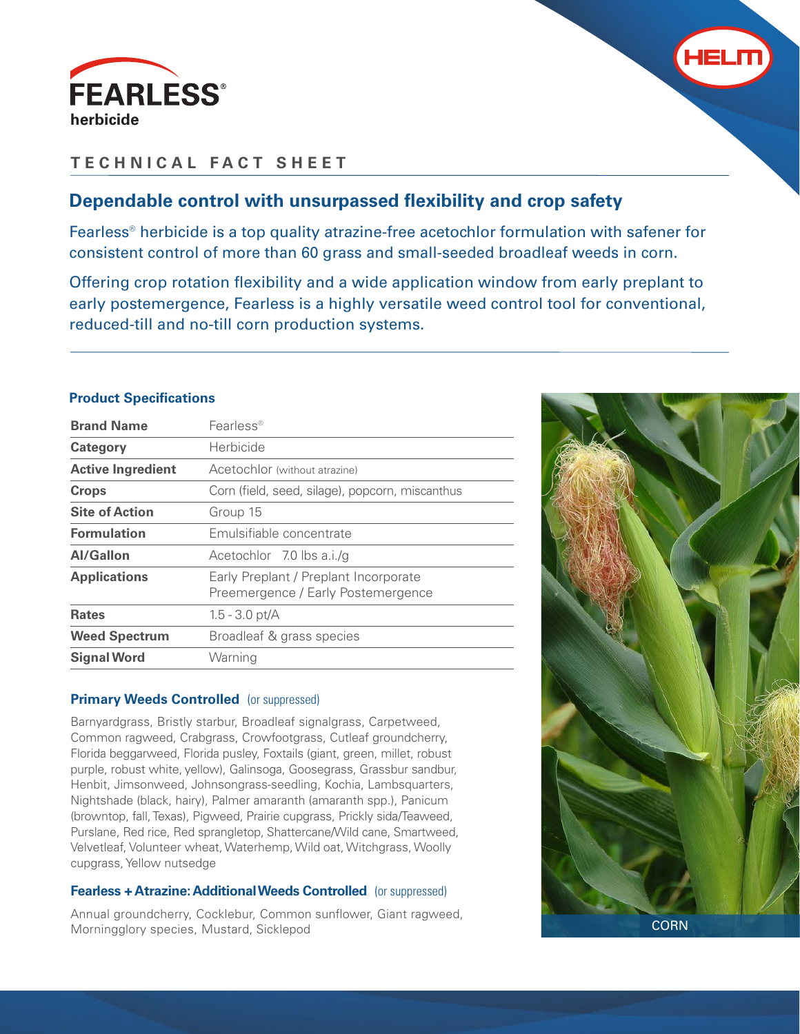# FEARLESS® herbicide

## TECHNICAL FACT SHEET

## Dependable control with unsurpassed flexibility and crop safety

Fearless® herbicide is a top quality atrazine-free acetochlor formulation with safener for consistent control of more than 60 grass and small-seeded broadleaf weeds in corn.

Offering crop rotation flexibility and a wide application window from early preplant to early postemergence, Fearless is a highly versatile weed control tool for conventional, reduced-till and no-till corn production systems.

### Product Specifications

| | |
|---|---|
| **Brand Name** | Fearless® |
| **Category** | Herbicide |
| **Active Ingredient** | Acetochlor (without atrazine) |
| **Crops** | Corn (field, seed, silage), popcorn, miscanthus |
| **Site of Action** | Group 15 |
| **Formulation** | Emulsifiable concentrate |
| **AI/Gallon** | Acetochlor 7.0 lbs a.i./g |
| **Applications** | Early Preplant / Preplant Incorporate<br>Preemergence / Early Postemergence |
| **Rates** | 1.5 - 3.0 pt/A |
| **Weed Spectrum** | Broadleaf & grass species |
| **Signal Word** | Warning |

### Primary Weeds Controlled (or suppressed)

Barnyardgrass, Bristly starbur, Broadleaf signalgrass, Carpetweed, Common ragweed, Crabgrass, Crowfootgrass, Cutleaf groundcherry, Florida beggarweed, Florida pusley, Foxtails (giant, green, millet, robust purple, robust white, yellow), Galinsoga, Goosegrass, Grassbur sandbur, Henbit, Jimsonweed, Johnsongrass-seedling, Kochia, Lambsquarters, Nightshade (black, hairy), Palmer amaranth (amaranth spp.), Panicum (browntop, fall, Texas), Pigweed, Prairie cupgrass, Prickly sida/Teaweed, Purslane, Red rice, Red sprangletop, Shattercane/Wild cane, Smartweed, Velvetleaf, Volunteer wheat, Waterhemp, Wild oat, Witchgrass, Woolly cupgrass, Yellow nutsedge

### Fearless + Atrazine: Additional Weeds Controlled (or suppressed)

Annual groundcherry, Cocklebur, Common sunflower, Giant ragweed, Morningglory species, Mustard, Sicklepod

CORN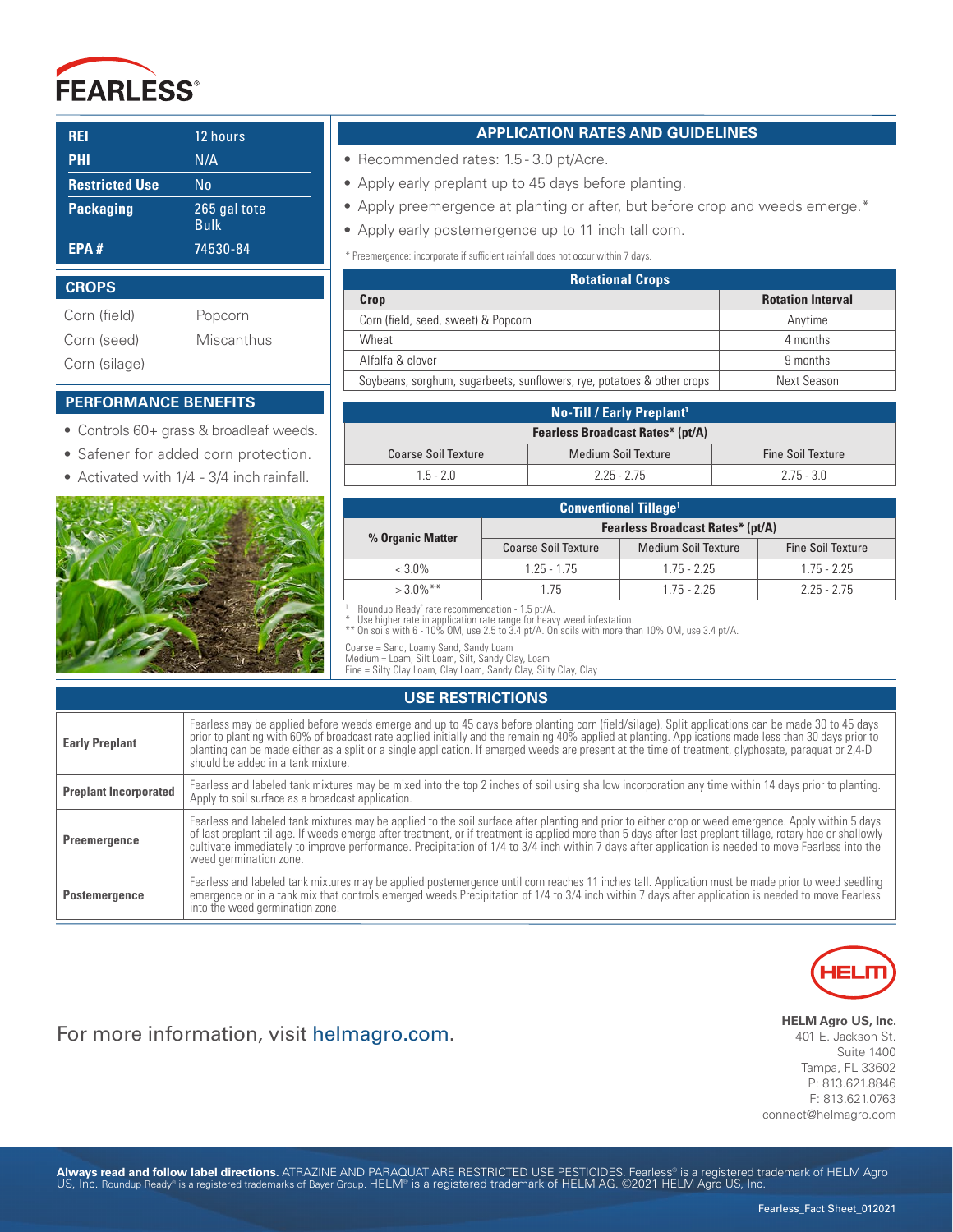# FEARLESS®

| | |
|---|---|
| **REI** | 12 hours |
| **PHI** | N/A |
| **Restricted Use** | No |
| **Packaging** | 265 gal tote Bulk |
| **EPA #** | 74530-84 |

## CROPS

Corn (field)
Corn (seed)
Corn (silage)
Popcorn
Miscanthus

## PERFORMANCE BENEFITS

- Controls 60+ grass & broadleaf weeds.
- Safener for added corn protection.
- Activated with 1/4 - 3/4 inch rainfall.

## APPLICATION RATES AND GUIDELINES

- Recommended rates: 1.5 - 3.0 pt/Acre.
- Apply early preplant up to 45 days before planting.
- Apply preemergence at planting or after, but before crop and weeds emerge.*
- Apply early postemergence up to 11 inch tall corn.

* Preemergence: incorporate if sufficient rainfall does not occur within 7 days.

**Rotational Crops**

| Crop | Rotation Interval |
|---|---|
| Corn (field, seed, sweet) & Popcorn | Anytime |
| Wheat | 4 months |
| Alfalfa & clover | 9 months |
| Soybeans, sorghum, sugarbeets, sunflowers, rye, potatoes & other crops | Next Season |

**No-Till / Early Preplant[1]**

| Fearless Broadcast Rates* (pt/A) | | |
|---|---|---|
| Coarse Soil Texture | Medium Soil Texture | Fine Soil Texture |
| 1.5 - 2.0 | 2.25 - 2.75 | 2.75 - 3.0 |

**Conventional Tillage[1]**

| % Organic Matter | Fearless Broadcast Rates* (pt/A) | | |
|---|---|---|---|
| | Coarse Soil Texture | Medium Soil Texture | Fine Soil Texture |
| < 3.0% | 1.25 - 1.75 | 1.75 - 2.25 | 1.75 - 2.25 |
| > 3.0%** | 1.75 | 1.75 - 2.25 | 2.25 - 2.75 |

[1] Roundup Ready® rate recommendation - 1.5 pt/A.
\* Use higher rate in application rate range for heavy weed infestation.
** On soils with 6 - 10% OM, use 2.5 to 3.4 pt/A. On soils with more than 10% OM, use 3.4 pt/A.

Coarse = Sand, Loamy Sand, Sandy Loam
Medium = Loam, Silt Loam, Silt, Sandy Clay, Loam
Fine = Silty Clay Loam, Clay Loam, Sandy Clay, Silty Clay, Clay

## USE RESTRICTIONS

| | |
|---|---|
| **Early Preplant** | Fearless may be applied before weeds emerge and up to 45 days before planting corn (field/silage). Split applications can be made 30 to 45 days prior to planting with 60% of broadcast rate applied initially and the remaining 40% applied at planting. Applications made less than 30 days prior to planting can be made either as a split or a single application. If emerged weeds are present at the time of treatment, glyphosate, paraquat or 2,4-D should be added in a tank mixture. |
| **Preplant Incorporated** | Fearless and labeled tank mixtures may be mixed into the top 2 inches of soil using shallow incorporation any time within 14 days prior to planting. Apply to soil surface as a broadcast application. |
| **Preemergence** | Fearless and labeled tank mixtures may be applied to the soil surface after planting and prior to either crop or weed emergence. Apply within 5 days of last preplant tillage. If weeds emerge after treatment, or if treatment is applied more than 5 days after last preplant tillage, rotary hoe or shallowly cultivate immediately to improve performance. Precipitation of 1/4 to 3/4 inch within 7 days after application is needed to move Fearless into the weed germination zone. |
| **Postemergence** | Fearless and labeled tank mixtures may be applied postemergence until corn reaches 11 inches tall. Application must be made prior to weed seedling emergence or in a tank mix that controls emerged weeds.Precipitation of 1/4 to 3/4 inch within 7 days after application is needed to move Fearless into the weed germination zone. |

For more information, visit helmagro.com.

HELM

**HELM Agro US, Inc.**
401 E. Jackson St.
Suite 1400
Tampa, FL 33602
P: 813.621.8846
F: 813.621.0763
connect@helmagro.com

**Always read and follow label directions.** ATRAZINE AND PARAQUAT ARE RESTRICTED USE PESTICIDES. Fearless® is a registered trademark of HELM Agro US, Inc. Roundup Ready® is a registered trademarks of Bayer Group. HELM® is a registered trademark of HELM AG. ©2021 HELM Agro US, Inc.

Fearless_Fact Sheet_012021